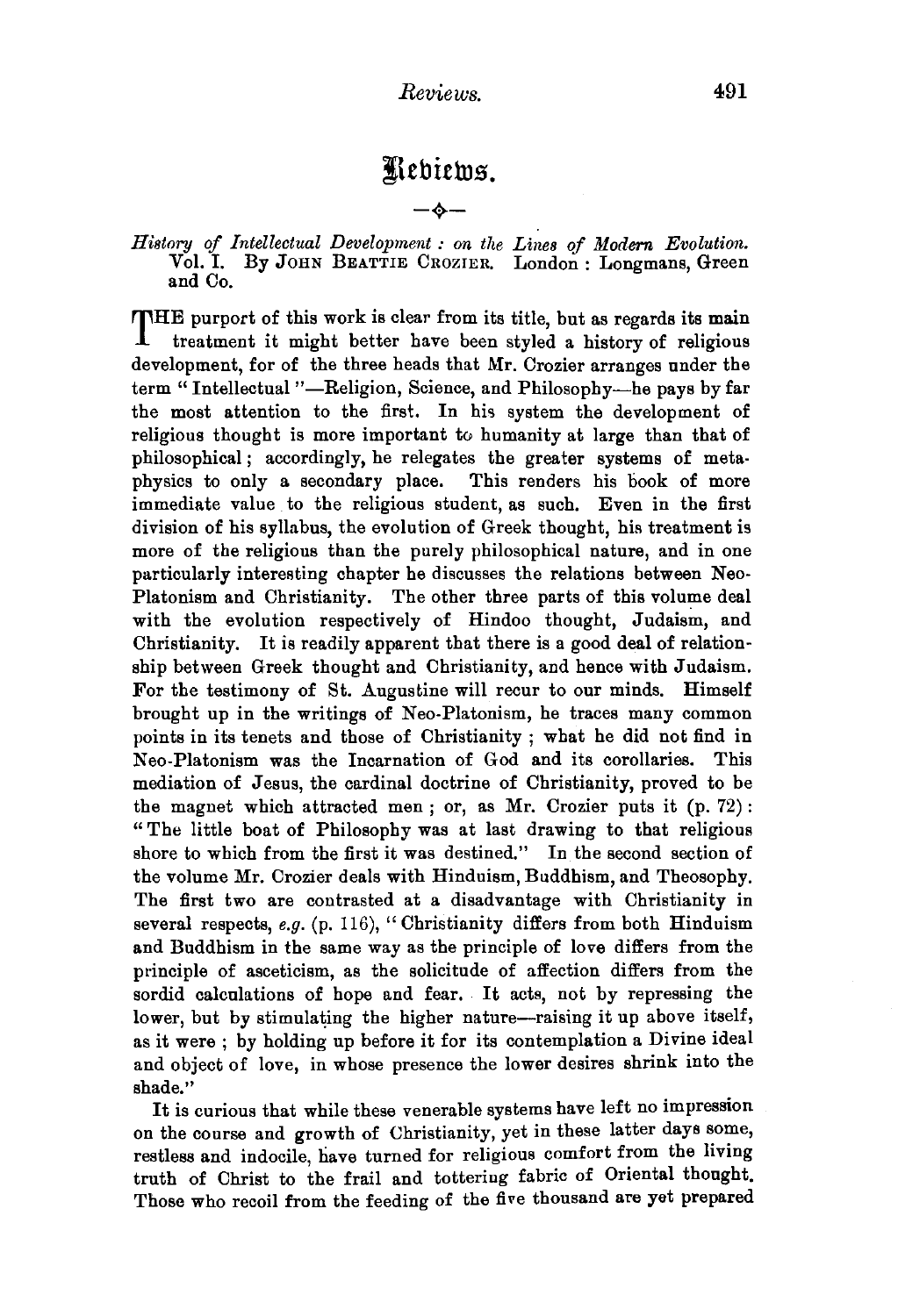# Reviews.

—◇—

*History of Intellectual Development: on the Lines of Modern Evolution.* Vol. I. By JOHN BEATTIE CROZIER. London: Longmans, Green and Co.

THE purport of this work is clear from its title, but as regards its main treatment it might better have been styled a history of religious development, for of the three heads that Mr. Crozier arranges under the term "Intellectual"—Religion, Science, and Philosophy—he pays by far the most attention to the first. In his system the development of religious thought is more important to humanity at large than that of philosophical; accordingly, he relegates the greater systems of metaphysics to only a secondary place. This renders his book of more immediate value to the religious student, as such. Even in the first division of his syllabus, the evolution of Greek thought, his treatment is more of the religious than the purely philosophical nature, and in one particularly interesting chapter he discusses the relations between Neo-Platonism and Christianity. The other three parts of this volume deal with the evolution respectively of Hindoo thought, Judaism, and Christianity. It is readily apparent that there is a good deal of relationship between Greek thought and Christianity, and hence with Judaism. For the testimony of St. Augustine will recur to our minds. Himself brought up in the writings of Neo-Platonism, he traces many common points in its tenets and those of Christianity; what he did not find in Neo-Platonism was the Incarnation of God and its corollaries. This mediation of Jesus, the cardinal doctrine of Christianity, proved to be the magnet which attracted men; or, as Mr. Crozier puts it (p. 72): "The little boat of Philosophy was at last drawing to that religious shore to which from the first it was destined." In the second section of the volume Mr. Crozier deals with Hinduism, Buddhism, and Theosophy. The first two are contrasted at a disadvantage with Christianity in several respects, *e.g.* (p. 116), "Christianity differs from both Hinduism and Buddhism in the same way as the principle of love differs from the principle of asceticism, as the solicitude of affection differs from the sordid calculations of hope and fear. It acts, not by repressing the lower, but by stimulating the higher nature—raising it up above itself, as it were; by holding up before it for its contemplation a Divine ideal and object of love, in whose presence the lower desires shrink into the shade."

It is curious that while these venerable systems have left no impression on the course and growth of Christianity, yet in these latter days some, restless and indocile, have turned for religious comfort from the living truth of Christ to the frail and tottering fabric of Oriental thought. Those who recoil from the feeding of the five thousand are yet prepared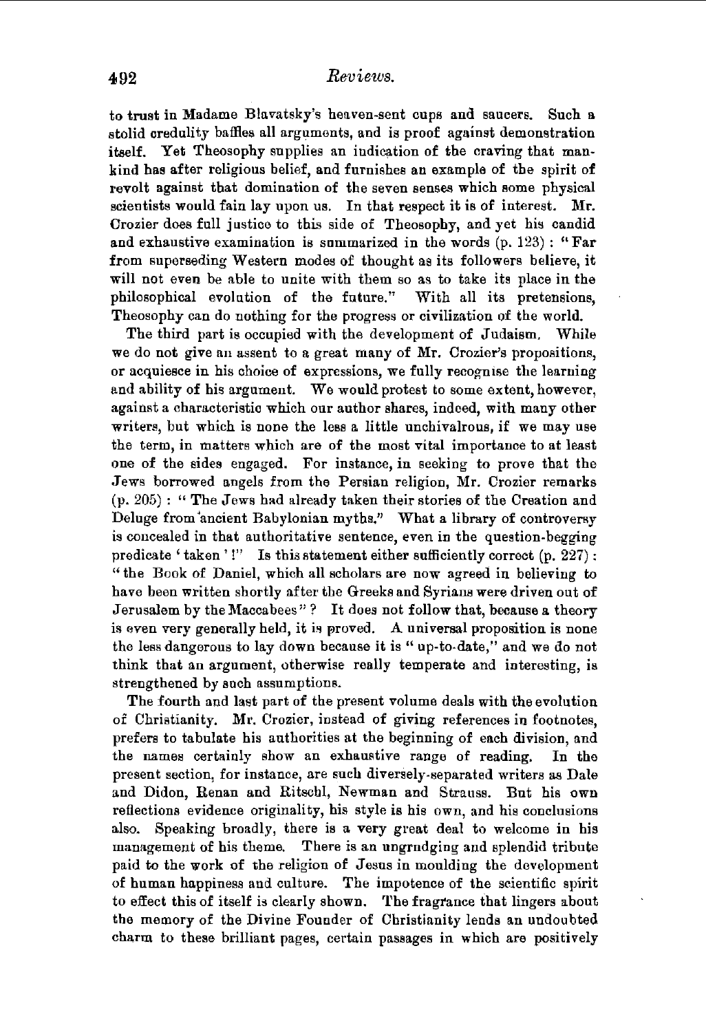to trust in Madame Blavatsky's heaven-sent cups and saucers. Such a stolid credulity baffles all arguments, and is proof against demonstration itself. Yet Theosophy supplies an indication of the craving that mankind has after religious belief, and furnishes an example of the spirit of revolt against that domination of the seven senses which some physical scientists would fain lay upon us. In that respect it is of interest. Mr. Crozier does full justice to this side of Theosophy, and yet his candid and exhaustive examination is summarized in the words (p. 123): "Far from superseding Western modes of thought as its followers believe, it will not even be able to unite with them so as to take its place in the philosophical evolution of the future." With all its pretensions, Theosophy can do nothing for the progress or civilization of the world.

The third part is occupied with the development of Judaism. While we do not give an assent to a great many of Mr. Crozier's propositions, or acquiesce in his choice of expressions, we fully recognise the learning and ability of his argument. We would protest to some extent, however, against a characteristic which our author shares, indeed, with many other writers, but which is none the less a little unchivalrous, if we may use the term, in matters which are of the most vital importance to at least one of the sides engaged. For instance, in seeking to prove that the Jews borrowed angels from the Persian religion, Mr. Crozier remarks (p. 205): "The Jews had already taken their stories of the Creation and Deluge from ancient Babylonian myths." What a library of controversy is concealed in that authoritative sentence, even in the question-begging predicate 'taken'!" Is this statement either sufficiently correct (p. 227): "the Book of Daniel, which all scholars are now agreed in believing to have been written shortly after the Greeks and Syrians were driven out of Jerusalem by the Maccabees"? It does not follow that, because a theory is even very generally held, it is proved. A universal proposition is none the less dangerous to lay down because it is "up-to-date," and we do not think that an argument, otherwise really temperate and interesting, is strengthened by such assumptions.

The fourth and last part of the present volume deals with the evolution of Christianity. Mr. Crozier, instead of giving references in footnotes, prefers to tabulate his authorities at the beginning of each division, and the names certainly show an exhaustive range of reading. In the present section, for instance, are such diversely-separated writers as Dale and Didon, Renan and Ritschl, Newman and Strauss. But his own reflections evidence originality, his style is his own, and his conclusions also. Speaking broadly, there is a very great deal to welcome in his management of his theme. There is an ungrudging and splendid tribute paid to the work of the religion of Jesus in moulding the development of human happiness and culture. The impotence of the scientific spirit to effect this of itself is clearly shown. The fragrance that lingers about the memory of the Divine Founder of Christianity lends an undoubted charm to these brilliant pages, certain passages in which are positively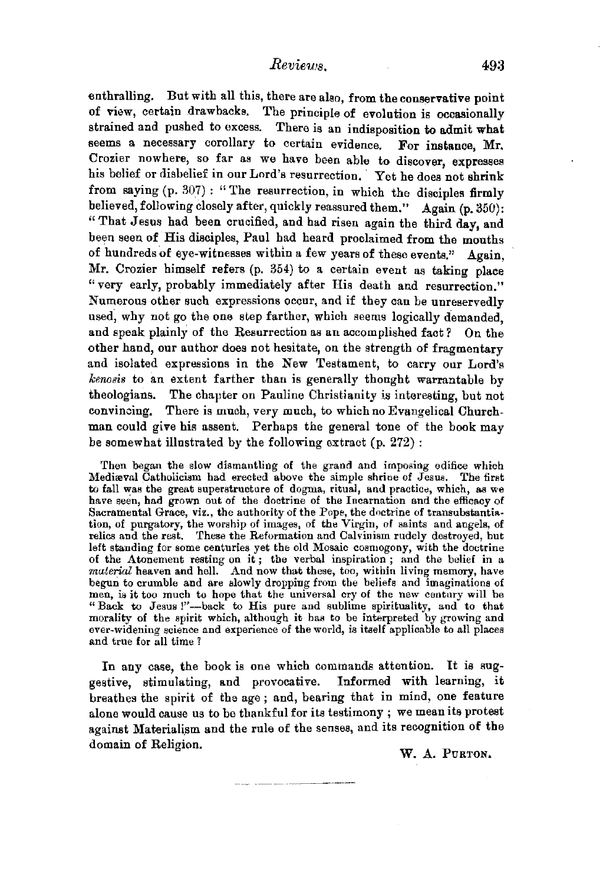enthralling. But with all this, there are also, from the conservative point of view, certain drawbacks. The principle of evolution is occasionally strained and pushed to excess. There is an indisposition to admit what seems a necessary corollary to certain evidence. For instance, Mr. Crozier nowhere, so far as we have been able to discover, expresses his belief or disbelief in our Lord's resurrection. Yet he does not shrink from saying (p. 307): "The resurrection, in which the disciples firmly believed, following closely after, quickly reassured them." Again (p. 350): "That Jesus had been crucified, and had risen again the third day, and been seen of His disciples, Paul had heard proclaimed from the mouths of hundreds of eye-witnesses within a few years of these events." Again, Mr. Crozier himself refers (p. 354) to a certain event as taking place "very early, probably immediately after His death and resurrection." Numerous other such expressions occur, and if they can be unreservedly used, why not go the one step farther, which seems logically demanded, and speak plainly of the Resurrection as an accomplished fact? On the other hand, our author does not hesitate, on the strength of fragmentary and isolated expressions in the New Testament, to carry our Lord's *kenosis* to an extent farther than is generally thought warrantable by theologians. The chapter on Pauline Christianity is interesting, but not convincing. There is much, very much, to which no Evangelical Churchman could give his assent. Perhaps the general tone of the book may be somewhat illustrated by the following extract (p. 272):

> Then began the slow dismantling of the grand and imposing edifice which Mediæval Catholicism had erected above the simple shrine of Jesus. The first to fall was the great superstructure of dogma, ritual, and practice, which, as we have seen, had grown out of the doctrine of the Incarnation and the efficacy of Sacramental Grace, viz., the authority of the Pope, the doctrine of transubstantiation, of purgatory, the worship of images, of the Virgin, of saints and angels, of relics and the rest. These the Reformation and Calvinism rudely destroyed, but left standing for some centuries yet the old Mosaic cosmogony, with the doctrine of the Atonement resting on it; the verbal inspiration; and the belief in a *material* heaven and hell. And now that these, too, within living memory, have begun to crumble and are slowly dropping from the beliefs and imaginations of men, is it too much to hope that the universal cry of the new century will be "Back to Jesus!"—back to His pure and sublime spirituality, and to that morality of the spirit which, although it has to be interpreted by growing and ever-widening science and experience of the world, is itself applicable to all places and true for all time?

In any case, the book is one which commands attention. It is suggestive, stimulating, and provocative. Informed with learning, it breathes the spirit of the age; and, bearing that in mind, one feature alone would cause us to be thankful for its testimony; we mean its protest against Materialism and the rule of the senses, and its recognition of the domain of Religion.

W. A. PURTON.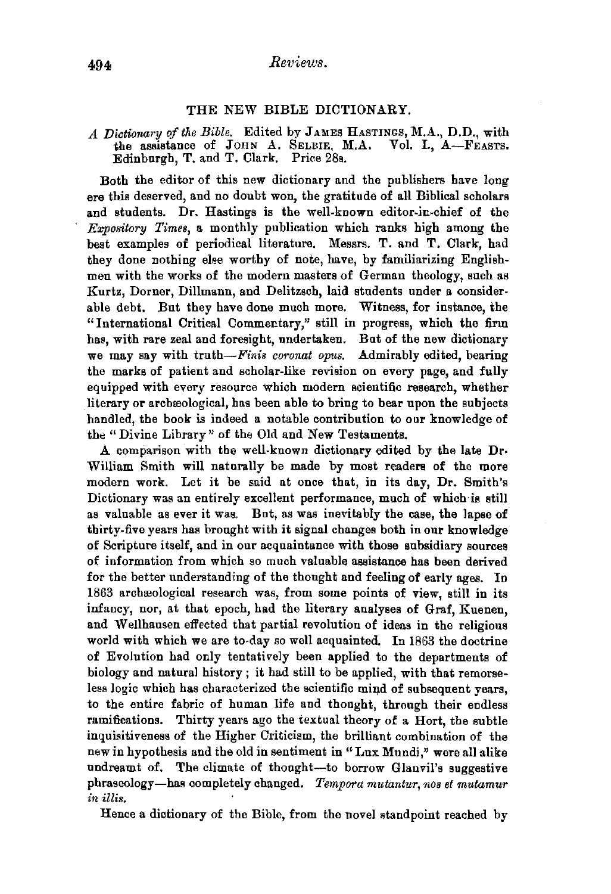## THE NEW BIBLE DICTIONARY.

*A Dictionary of the Bible.* Edited by JAMES HASTINGS, M.A., D.D., with the assistance of JOHN A. SELBIE, M.A. Vol. I., A—FEASTS. Edinburgh, T. and T. Clark. Price 28s.

Both the editor of this new dictionary and the publishers have long ere this deserved, and no doubt won, the gratitude of all Biblical scholars and students. Dr. Hastings is the well-known editor-in-chief of the *Expository Times*, a monthly publication which ranks high among the best examples of periodical literature. Messrs. T. and T. Clark, had they done nothing else worthy of note, have, by familiarizing Englishmen with the works of the modern masters of German theology, such as Kurtz, Dorner, Dillmann, and Delitzsch, laid students under a considerable debt. But they have done much more. Witness, for instance, the "International Critical Commentary," still in progress, which the firm has, with rare zeal and foresight, undertaken. But of the new dictionary we may say with truth—*Finis coronat opus.* Admirably edited, bearing the marks of patient and scholar-like revision on every page, and fully equipped with every resource which modern scientific research, whether literary or archæological, has been able to bring to bear upon the subjects handled, the book is indeed a notable contribution to our knowledge of the "Divine Library" of the Old and New Testaments.

A comparison with the well-known dictionary edited by the late Dr. William Smith will naturally be made by most readers of the more modern work. Let it be said at once that, in its day, Dr. Smith's Dictionary was an entirely excellent performance, much of which is still as valuable as ever it was. But, as was inevitably the case, the lapse of thirty-five years has brought with it signal changes both in our knowledge of Scripture itself, and in our acquaintance with those subsidiary sources of information from which so much valuable assistance has been derived for the better understanding of the thought and feeling of early ages. In 1863 archæological research was, from some points of view, still in its infancy, nor, at that epoch, had the literary analyses of Graf, Kuenen, and Wellhausen effected that partial revolution of ideas in the religious world with which we are to-day so well acquainted. In 1863 the doctrine of Evolution had only tentatively been applied to the departments of biology and natural history; it had still to be applied, with that remorseless logic which has characterized the scientific mind of subsequent years, to the entire fabric of human life and thought, through their endless ramifications. Thirty years ago the textual theory of a Hort, the subtle inquisitiveness of the Higher Criticism, the brilliant combination of the new in hypothesis and the old in sentiment in "Lux Mundi," were all alike undreamt of. The climate of thought—to borrow Glanvil's suggestive phraseology—has completely changed. *Tempora mutantur, nos et mutamur in illis.*

Hence a dictionary of the Bible, from the novel standpoint reached by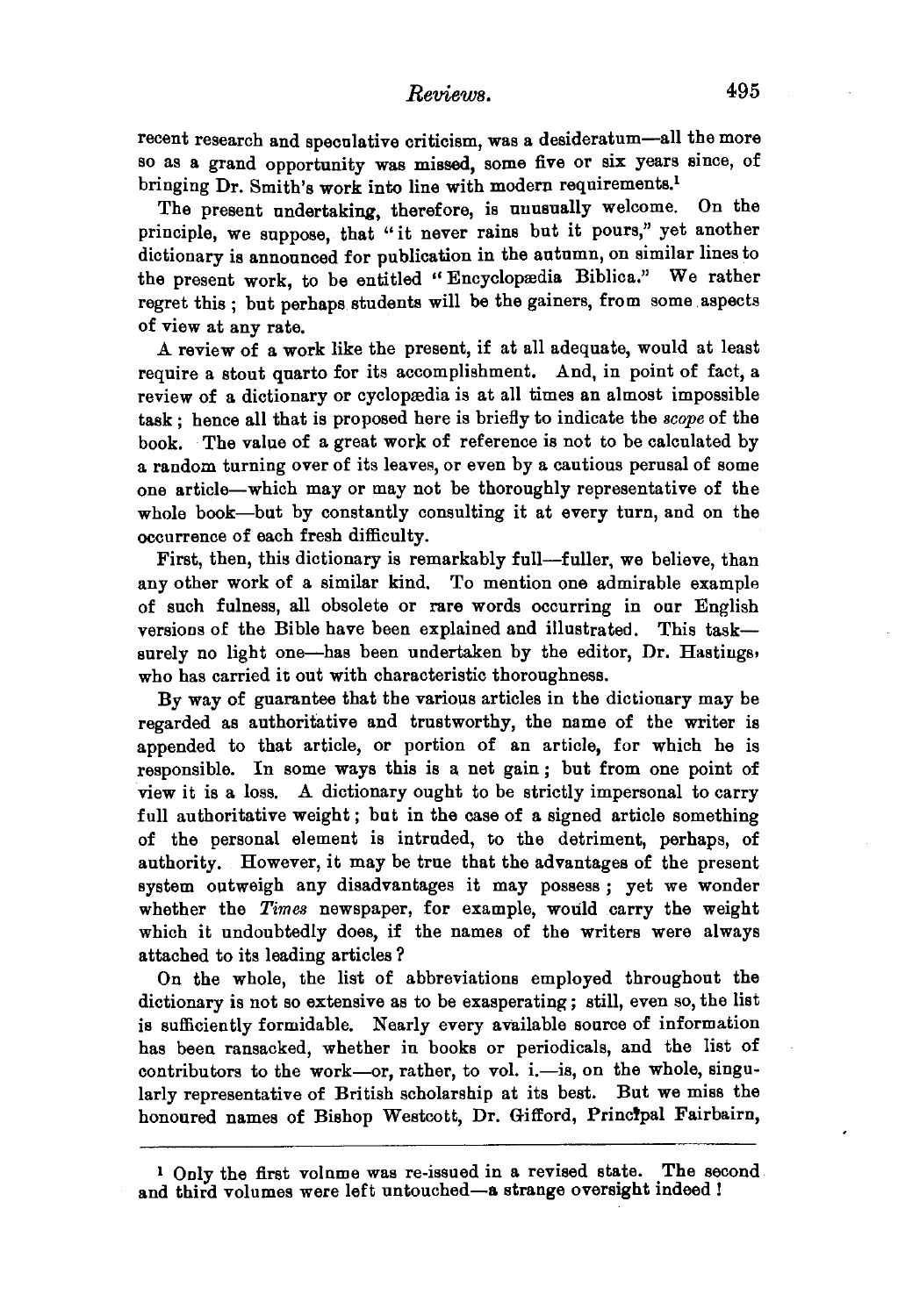recent research and speculative criticism, was a desideratum—all the more so as a grand opportunity was missed, some five or six years since, of bringing Dr. Smith's work into line with modern requirements.[1]

The present undertaking, therefore, is unusually welcome. On the principle, we suppose, that "it never rains but it pours," yet another dictionary is announced for publication in the autumn, on similar lines to the present work, to be entitled "Encyclopædia Biblica." We rather regret this; but perhaps students will be the gainers, from some aspects of view at any rate.

A review of a work like the present, if at all adequate, would at least require a stout quarto for its accomplishment. And, in point of fact, a review of a dictionary or cyclopædia is at all times an almost impossible task; hence all that is proposed here is briefly to indicate the *scope* of the book. The value of a great work of reference is not to be calculated by a random turning over of its leaves, or even by a cautious perusal of some one article—which may or may not be thoroughly representative of the whole book—but by constantly consulting it at every turn, and on the occurrence of each fresh difficulty.

First, then, this dictionary is remarkably full—fuller, we believe, than any other work of a similar kind. To mention one admirable example of such fulness, all obsolete or rare words occurring in our English versions of the Bible have been explained and illustrated. This task—surely no light one—has been undertaken by the editor, Dr. Hastings, who has carried it out with characteristic thoroughness.

By way of guarantee that the various articles in the dictionary may be regarded as authoritative and trustworthy, the name of the writer is appended to that article, or portion of an article, for which he is responsible. In some ways this is a net gain; but from one point of view it is a loss. A dictionary ought to be strictly impersonal to carry full authoritative weight; but in the case of a signed article something of the personal element is intruded, to the detriment, perhaps, of authority. However, it may be true that the advantages of the present system outweigh any disadvantages it may possess; yet we wonder whether the *Times* newspaper, for example, would carry the weight which it undoubtedly does, if the names of the writers were always attached to its leading articles?

On the whole, the list of abbreviations employed throughout the dictionary is not so extensive as to be exasperating; still, even so, the list is sufficiently formidable. Nearly every available source of information has been ransacked, whether in books or periodicals, and the list of contributors to the work—or, rather, to vol. i.—is, on the whole, singularly representative of British scholarship at its best. But we miss the honoured names of Bishop Westcott, Dr. Gifford, Principal Fairbairn,

---

[1] Only the first volume was re-issued in a revised state. The second and third volumes were left untouched—a strange oversight indeed!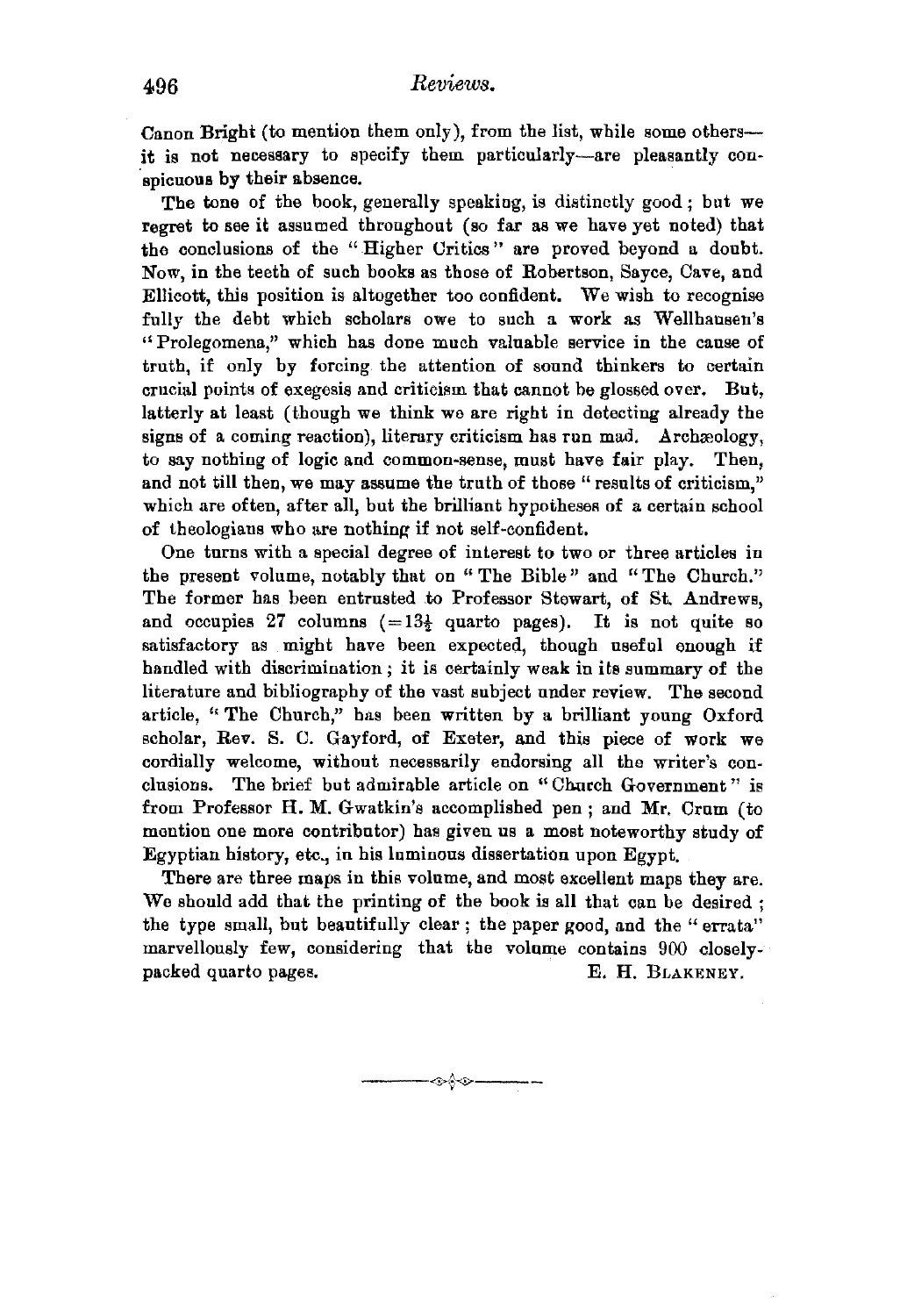Canon Bright (to mention them only), from the list, while some others—it is not necessary to specify them particularly—are pleasantly conspicuous by their absence.

The tone of the book, generally speaking, is distinctly good; but we regret to see it assumed throughout (so far as we have yet noted) that the conclusions of the "Higher Critics" are proved beyond a doubt. Now, in the teeth of such books as those of Robertson, Sayce, Cave, and Ellicott, this position is altogether too confident. We wish to recognise fully the debt which scholars owe to such a work as Wellhausen's "Prolegomena," which has done much valuable service in the cause of truth, if only by forcing the attention of sound thinkers to certain crucial points of exegesis and criticism that cannot be glossed over. But, latterly at least (though we think we are right in detecting already the signs of a coming reaction), literary criticism has run mad. Archæology, to say nothing of logic and common-sense, must have fair play. Then, and not till then, we may assume the truth of those "results of criticism," which are often, after all, but the brilliant hypotheses of a certain school of theologians who are nothing if not self-confident.

One turns with a special degree of interest to two or three articles in the present volume, notably that on "The Bible" and "The Church." The former has been entrusted to Professor Stewart, of St. Andrews, and occupies 27 columns (=13½ quarto pages). It is not quite so satisfactory as might have been expected, though useful enough if handled with discrimination; it is certainly weak in its summary of the literature and bibliography of the vast subject under review. The second article, "The Church," has been written by a brilliant young Oxford scholar, Rev. S. C. Gayford, of Exeter, and this piece of work we cordially welcome, without necessarily endorsing all the writer's conclusions. The brief but admirable article on "Church Government" is from Professor H. M. Gwatkin's accomplished pen; and Mr. Crum (to mention one more contributor) has given us a most noteworthy study of Egyptian history, etc., in his luminous dissertation upon Egypt.

There are three maps in this volume, and most excellent maps they are. We should add that the printing of the book is all that can be desired; the type small, but beautifully clear; the paper good, and the "errata" marvellously few, considering that the volume contains 900 closely-packed quarto pages.

E. H. BLAKENEY.